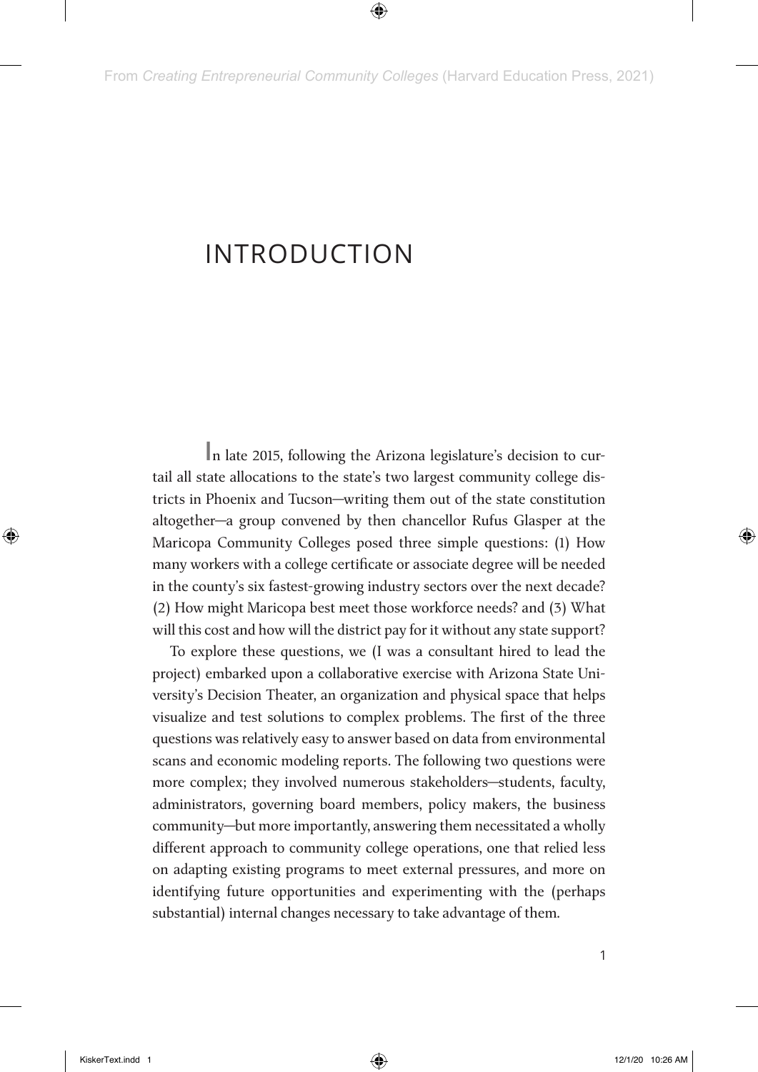# INTRODUCTION

In late 2015, following the Arizona legislature's decision to curtail all state allocations to the state's two largest community college districts in Phoenix and Tucson—writing them out of the state constitution altogether—a group convened by then chancellor Rufus Glasper at the Maricopa Community Colleges posed three simple questions: (1) How many workers with a college certificate or associate degree will be needed in the county's six fastest-growing industry sectors over the next decade? (2) How might Maricopa best meet those workforce needs? and (3) What will this cost and how will the district pay for it without any state support?

To explore these questions, we (I was a consultant hired to lead the project) embarked upon a collaborative exercise with Arizona State University's Decision Theater, an organization and physical space that helps visualize and test solutions to complex problems. The first of the three questions was relatively easy to answer based on data from environmental scans and economic modeling reports. The following two questions were more complex; they involved numerous stakeholders—students, faculty, administrators, governing board members, policy makers, the business community—but more importantly, answering them necessitated a wholly different approach to community college operations, one that relied less on adapting existing programs to meet external pressures, and more on identifying future opportunities and experimenting with the (perhaps substantial) internal changes necessary to take advantage of them.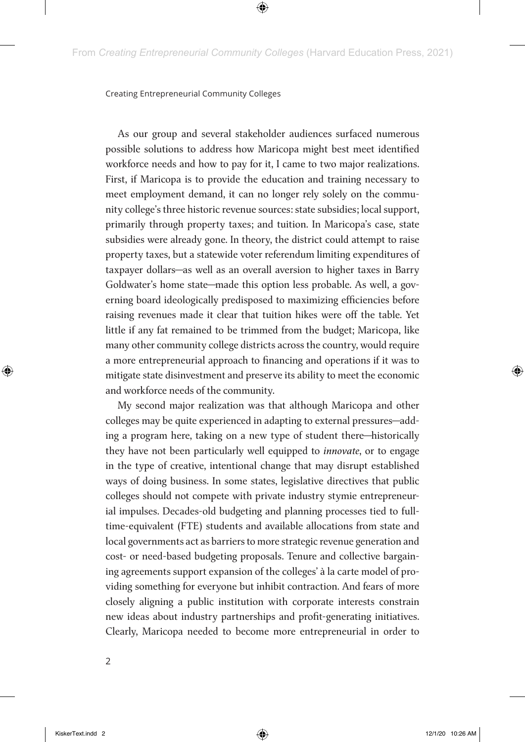As our group and several stakeholder audiences surfaced numerous possible solutions to address how Maricopa might best meet identified workforce needs and how to pay for it, I came to two major realizations. First, if Maricopa is to provide the education and training necessary to meet employment demand, it can no longer rely solely on the community college's three historic revenue sources: state subsidies; local support, primarily through property taxes; and tuition. In Maricopa's case, state subsidies were already gone. In theory, the district could attempt to raise property taxes, but a statewide voter referendum limiting expenditures of taxpayer dollars—as well as an overall aversion to higher taxes in Barry Goldwater's home state—made this option less probable. As well, a governing board ideologically predisposed to maximizing efficiencies before raising revenues made it clear that tuition hikes were off the table. Yet little if any fat remained to be trimmed from the budget; Maricopa, like many other community college districts across the country, would require a more entrepreneurial approach to financing and operations if it was to mitigate state disinvestment and preserve its ability to meet the economic and workforce needs of the community.

My second major realization was that although Maricopa and other colleges may be quite experienced in adapting to external pressures—adding a program here, taking on a new type of student there—historically they have not been particularly well equipped to *innovate*, or to engage in the type of creative, intentional change that may disrupt established ways of doing business. In some states, legislative directives that public colleges should not compete with private industry stymie entrepreneurial impulses. Decades-old budgeting and planning processes tied to full-time-equivalent (FTE) students and available allocations from state and local governments act as barriers to more strategic revenue generation and cost- or need-based budgeting proposals. Tenure and collective bargaining agreements support expansion of the colleges' à la carte model of providing something for everyone but inhibit contraction. And fears of more closely aligning a public institution with corporate interests constrain new ideas about industry partnerships and profit-generating initiatives. Clearly, Maricopa needed to become more entrepreneurial in order to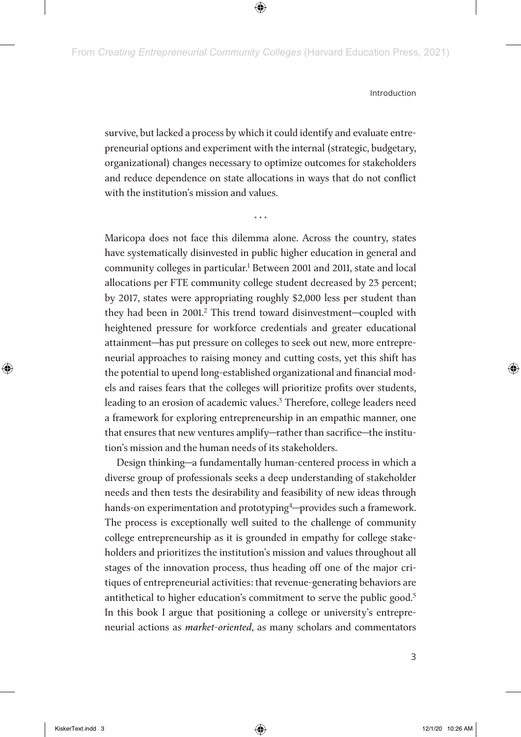survive, but lacked a process by which it could identify and evaluate entrepreneurial options and experiment with the internal (strategic, budgetary, organizational) changes necessary to optimize outcomes for stakeholders and reduce dependence on state allocations in ways that do not conflict with the institution's mission and values.

• • •

Maricopa does not face this dilemma alone. Across the country, states have systematically disinvested in public higher education in general and community colleges in particular.[1] Between 2001 and 2011, state and local allocations per FTE community college student decreased by 23 percent; by 2017, states were appropriating roughly $2,000 less per student than they had been in 2001.[2] This trend toward disinvestment—coupled with heightened pressure for workforce credentials and greater educational attainment—has put pressure on colleges to seek out new, more entrepreneurial approaches to raising money and cutting costs, yet this shift has the potential to upend long-established organizational and financial models and raises fears that the colleges will prioritize profits over students, leading to an erosion of academic values.[3] Therefore, college leaders need a framework for exploring entrepreneurship in an empathic manner, one that ensures that new ventures amplify—rather than sacrifice—the institution's mission and the human needs of its stakeholders.

Design thinking—a fundamentally human-centered process in which a diverse group of professionals seeks a deep understanding of stakeholder needs and then tests the desirability and feasibility of new ideas through hands-on experimentation and prototyping[4]—provides such a framework. The process is exceptionally well suited to the challenge of community college entrepreneurship as it is grounded in empathy for college stakeholders and prioritizes the institution's mission and values throughout all stages of the innovation process, thus heading off one of the major critiques of entrepreneurial activities: that revenue-generating behaviors are antithetical to higher education's commitment to serve the public good.[5] In this book I argue that positioning a college or university's entrepreneurial actions as *market-oriented*, as many scholars and commentators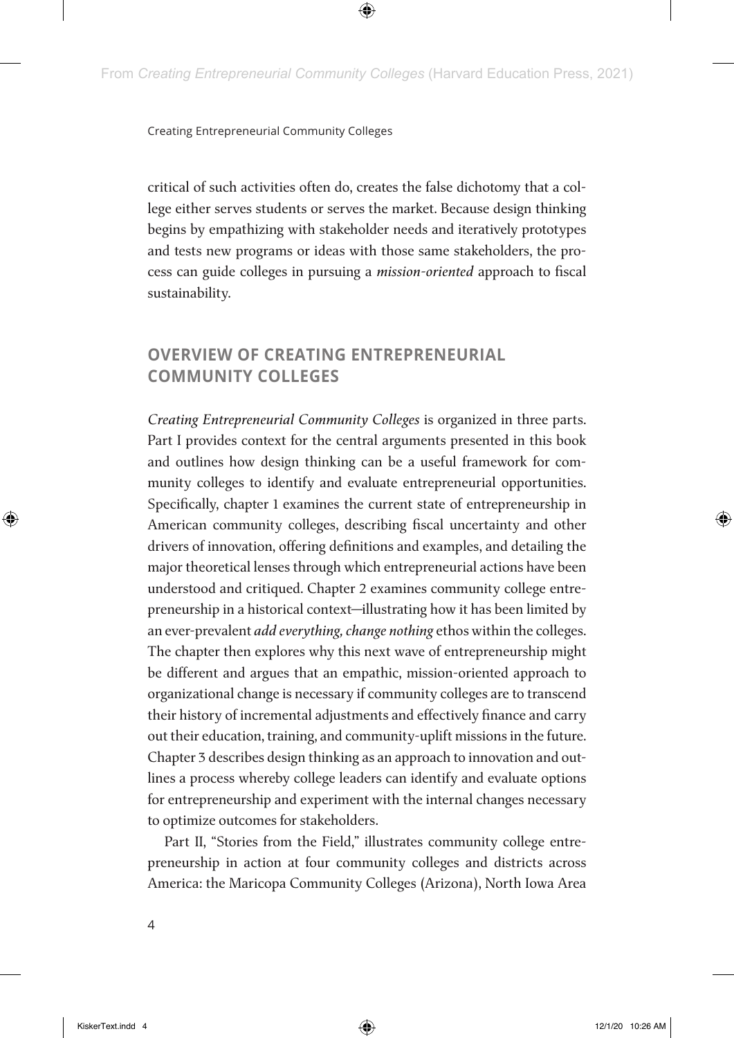critical of such activities often do, creates the false dichotomy that a college either serves students or serves the market. Because design thinking begins by empathizing with stakeholder needs and iteratively prototypes and tests new programs or ideas with those same stakeholders, the process can guide colleges in pursuing a *mission-oriented* approach to fiscal sustainability.

## OVERVIEW OF CREATING ENTREPRENEURIAL COMMUNITY COLLEGES

*Creating Entrepreneurial Community Colleges* is organized in three parts. Part I provides context for the central arguments presented in this book and outlines how design thinking can be a useful framework for community colleges to identify and evaluate entrepreneurial opportunities. Specifically, chapter 1 examines the current state of entrepreneurship in American community colleges, describing fiscal uncertainty and other drivers of innovation, offering definitions and examples, and detailing the major theoretical lenses through which entrepreneurial actions have been understood and critiqued. Chapter 2 examines community college entrepreneurship in a historical context—illustrating how it has been limited by an ever-prevalent *add everything, change nothing* ethos within the colleges. The chapter then explores why this next wave of entrepreneurship might be different and argues that an empathic, mission-oriented approach to organizational change is necessary if community colleges are to transcend their history of incremental adjustments and effectively finance and carry out their education, training, and community-uplift missions in the future. Chapter 3 describes design thinking as an approach to innovation and outlines a process whereby college leaders can identify and evaluate options for entrepreneurship and experiment with the internal changes necessary to optimize outcomes for stakeholders.

Part II, "Stories from the Field," illustrates community college entrepreneurship in action at four community colleges and districts across America: the Maricopa Community Colleges (Arizona), North Iowa Area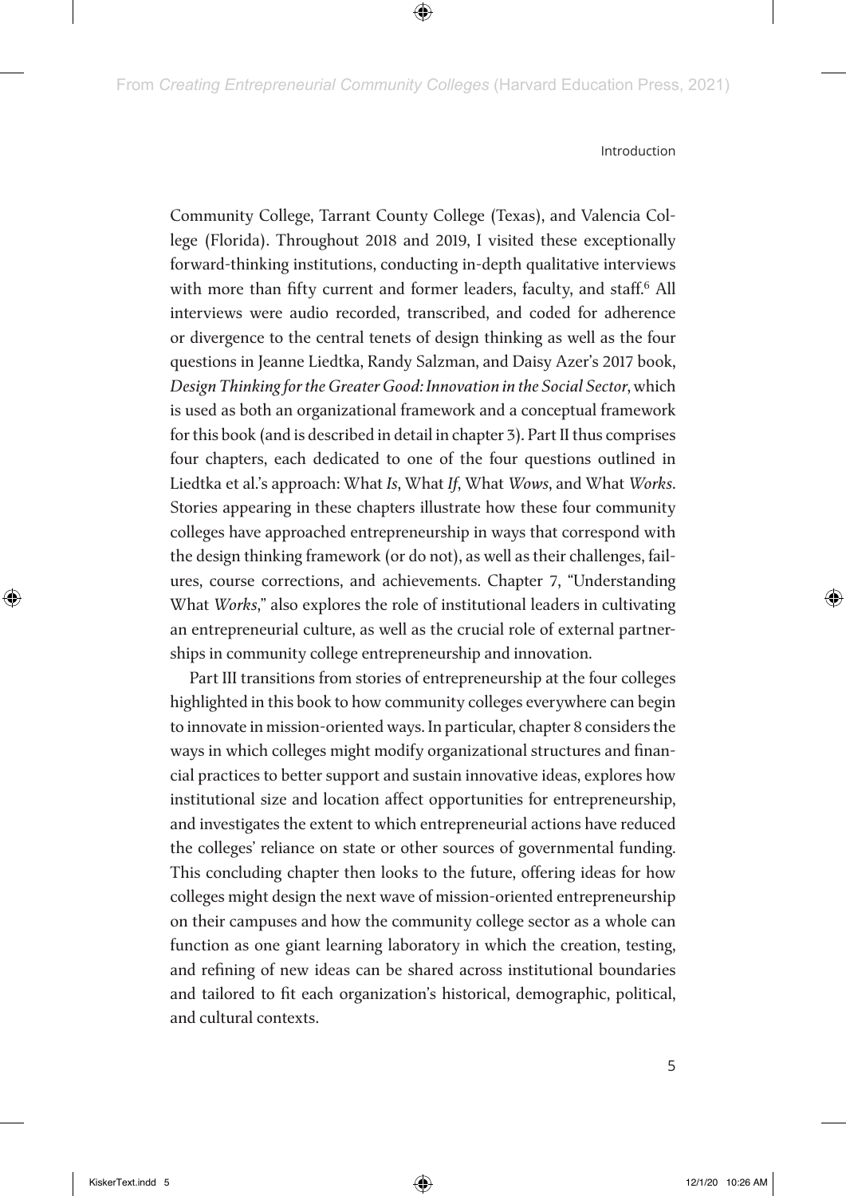Community College, Tarrant County College (Texas), and Valencia College (Florida). Throughout 2018 and 2019, I visited these exceptionally forward-thinking institutions, conducting in-depth qualitative interviews with more than fifty current and former leaders, faculty, and staff.[6] All interviews were audio recorded, transcribed, and coded for adherence or divergence to the central tenets of design thinking as well as the four questions in Jeanne Liedtka, Randy Salzman, and Daisy Azer's 2017 book, *Design Thinking for the Greater Good: Innovation in the Social Sector*, which is used as both an organizational framework and a conceptual framework for this book (and is described in detail in chapter 3). Part II thus comprises four chapters, each dedicated to one of the four questions outlined in Liedtka et al.'s approach: What *Is*, What *If*, What *Wows*, and What *Works*. Stories appearing in these chapters illustrate how these four community colleges have approached entrepreneurship in ways that correspond with the design thinking framework (or do not), as well as their challenges, failures, course corrections, and achievements. Chapter 7, "Understanding What *Works*," also explores the role of institutional leaders in cultivating an entrepreneurial culture, as well as the crucial role of external partnerships in community college entrepreneurship and innovation.

Part III transitions from stories of entrepreneurship at the four colleges highlighted in this book to how community colleges everywhere can begin to innovate in mission-oriented ways. In particular, chapter 8 considers the ways in which colleges might modify organizational structures and financial practices to better support and sustain innovative ideas, explores how institutional size and location affect opportunities for entrepreneurship, and investigates the extent to which entrepreneurial actions have reduced the colleges' reliance on state or other sources of governmental funding. This concluding chapter then looks to the future, offering ideas for how colleges might design the next wave of mission-oriented entrepreneurship on their campuses and how the community college sector as a whole can function as one giant learning laboratory in which the creation, testing, and refining of new ideas can be shared across institutional boundaries and tailored to fit each organization's historical, demographic, political, and cultural contexts.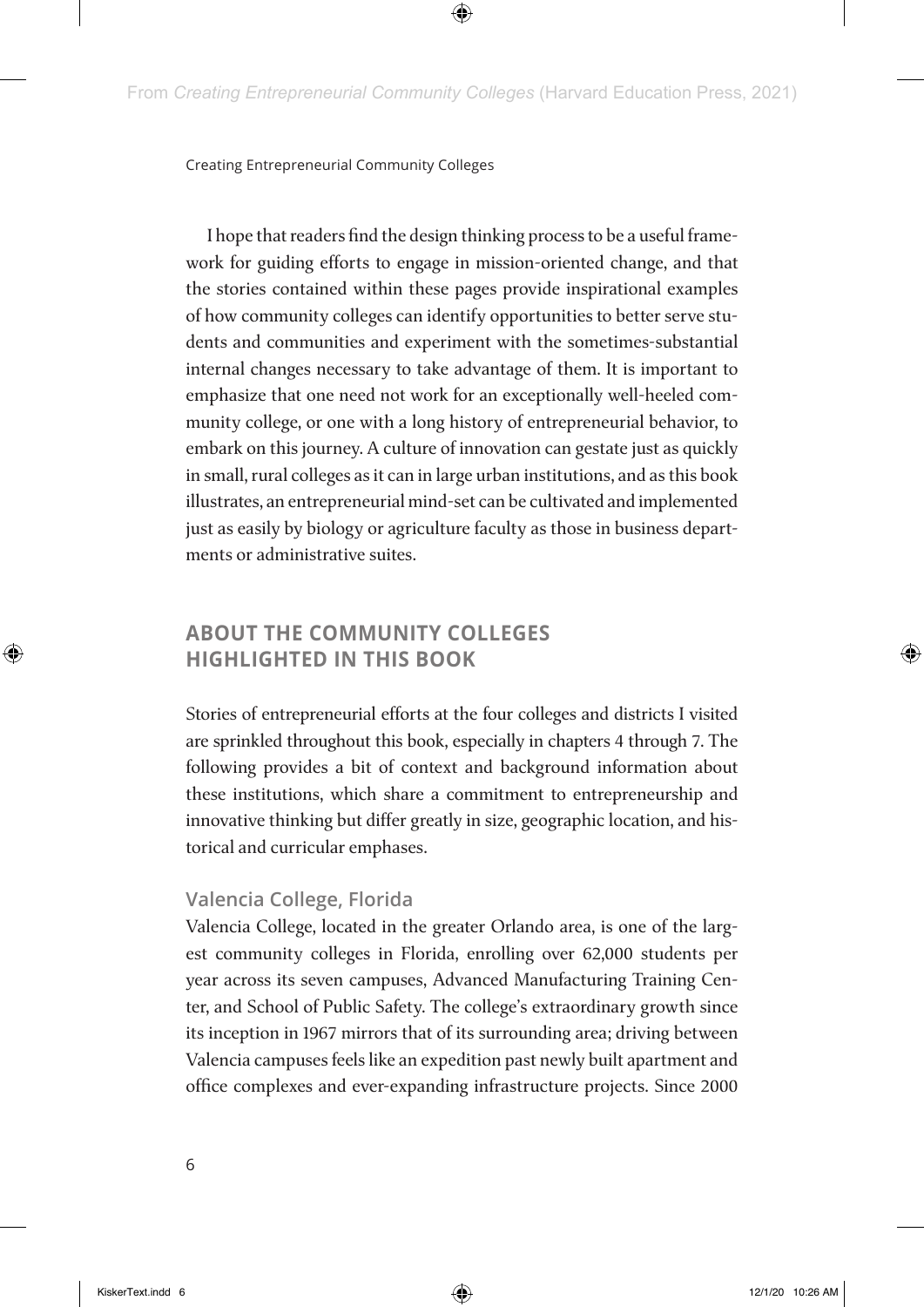I hope that readers find the design thinking process to be a useful framework for guiding efforts to engage in mission-oriented change, and that the stories contained within these pages provide inspirational examples of how community colleges can identify opportunities to better serve students and communities and experiment with the sometimes-substantial internal changes necessary to take advantage of them. It is important to emphasize that one need not work for an exceptionally well-heeled community college, or one with a long history of entrepreneurial behavior, to embark on this journey. A culture of innovation can gestate just as quickly in small, rural colleges as it can in large urban institutions, and as this book illustrates, an entrepreneurial mind-set can be cultivated and implemented just as easily by biology or agriculture faculty as those in business departments or administrative suites.

## ABOUT THE COMMUNITY COLLEGES HIGHLIGHTED IN THIS BOOK

Stories of entrepreneurial efforts at the four colleges and districts I visited are sprinkled throughout this book, especially in chapters 4 through 7. The following provides a bit of context and background information about these institutions, which share a commitment to entrepreneurship and innovative thinking but differ greatly in size, geographic location, and historical and curricular emphases.

### Valencia College, Florida

Valencia College, located in the greater Orlando area, is one of the largest community colleges in Florida, enrolling over 62,000 students per year across its seven campuses, Advanced Manufacturing Training Center, and School of Public Safety. The college's extraordinary growth since its inception in 1967 mirrors that of its surrounding area; driving between Valencia campuses feels like an expedition past newly built apartment and office complexes and ever-expanding infrastructure projects. Since 2000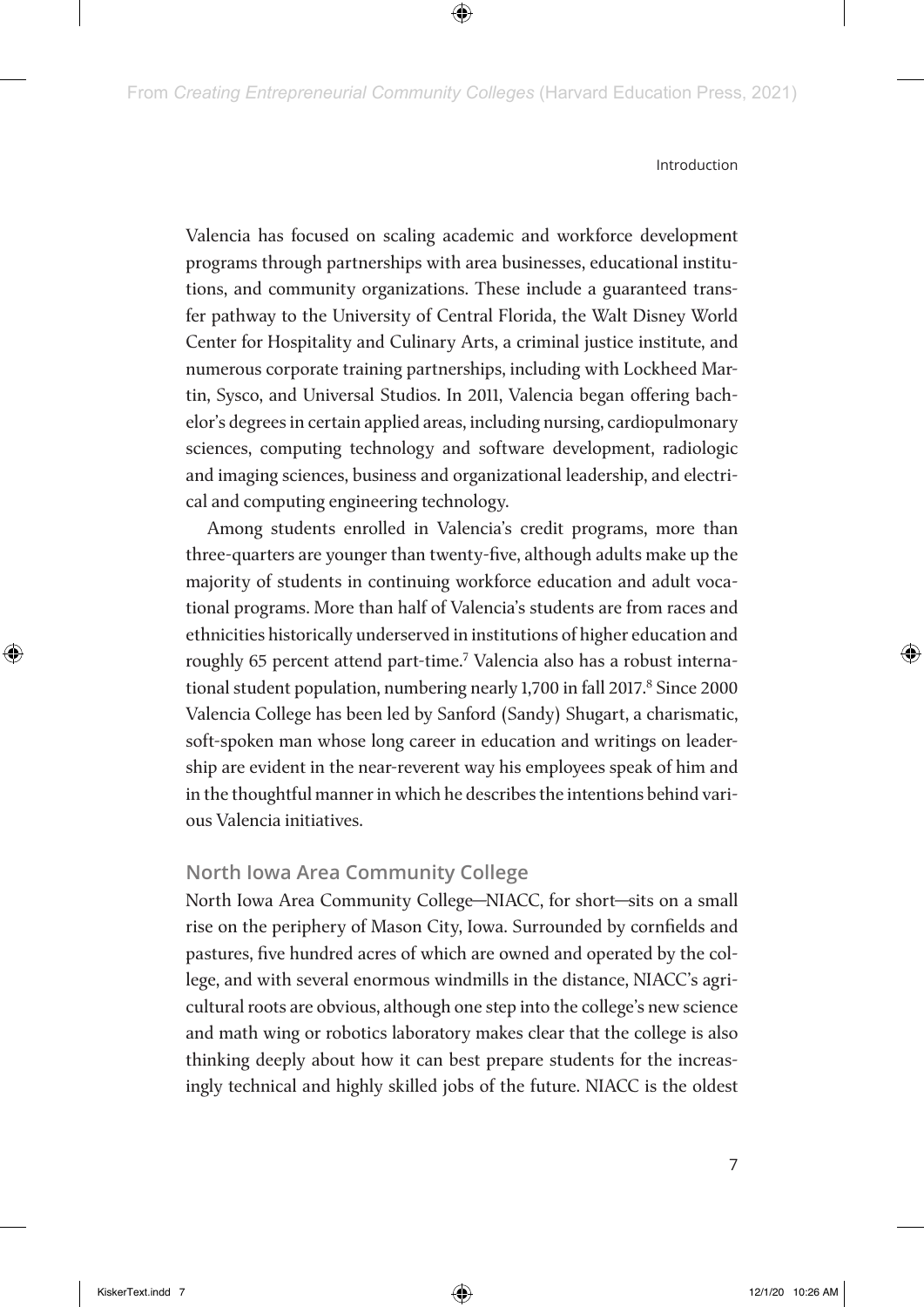Valencia has focused on scaling academic and workforce development programs through partnerships with area businesses, educational institutions, and community organizations. These include a guaranteed transfer pathway to the University of Central Florida, the Walt Disney World Center for Hospitality and Culinary Arts, a criminal justice institute, and numerous corporate training partnerships, including with Lockheed Martin, Sysco, and Universal Studios. In 2011, Valencia began offering bachelor's degrees in certain applied areas, including nursing, cardiopulmonary sciences, computing technology and software development, radiologic and imaging sciences, business and organizational leadership, and electrical and computing engineering technology.

Among students enrolled in Valencia's credit programs, more than three-quarters are younger than twenty-five, although adults make up the majority of students in continuing workforce education and adult vocational programs. More than half of Valencia's students are from races and ethnicities historically underserved in institutions of higher education and roughly 65 percent attend part-time.[7] Valencia also has a robust international student population, numbering nearly 1,700 in fall 2017.[8] Since 2000 Valencia College has been led by Sanford (Sandy) Shugart, a charismatic, soft-spoken man whose long career in education and writings on leadership are evident in the near-reverent way his employees speak of him and in the thoughtful manner in which he describes the intentions behind various Valencia initiatives.

### North Iowa Area Community College

North Iowa Area Community College—NIACC, for short—sits on a small rise on the periphery of Mason City, Iowa. Surrounded by cornfields and pastures, five hundred acres of which are owned and operated by the college, and with several enormous windmills in the distance, NIACC's agricultural roots are obvious, although one step into the college's new science and math wing or robotics laboratory makes clear that the college is also thinking deeply about how it can best prepare students for the increasingly technical and highly skilled jobs of the future. NIACC is the oldest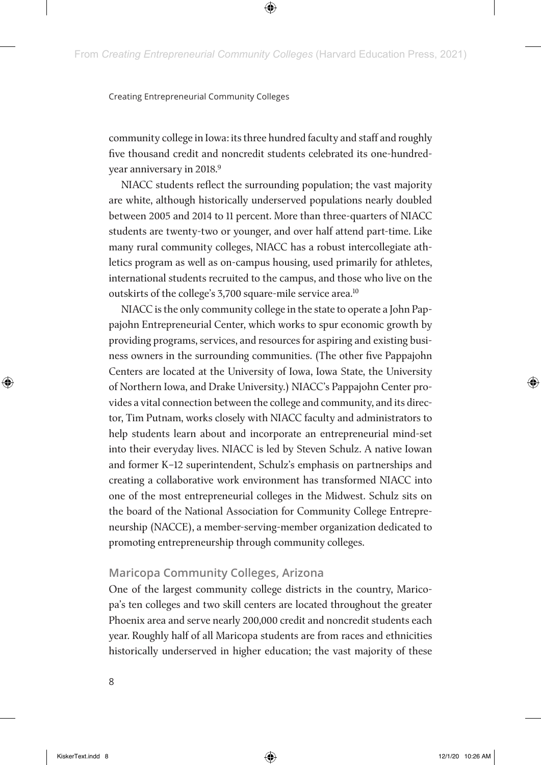community college in Iowa: its three hundred faculty and staff and roughly five thousand credit and noncredit students celebrated its one-hundred-year anniversary in 2018.[9]

NIACC students reflect the surrounding population; the vast majority are white, although historically underserved populations nearly doubled between 2005 and 2014 to 11 percent. More than three-quarters of NIACC students are twenty-two or younger, and over half attend part-time. Like many rural community colleges, NIACC has a robust intercollegiate athletics program as well as on-campus housing, used primarily for athletes, international students recruited to the campus, and those who live on the outskirts of the college's 3,700 square-mile service area.[10]

NIACC is the only community college in the state to operate a John Pappajohn Entrepreneurial Center, which works to spur economic growth by providing programs, services, and resources for aspiring and existing business owners in the surrounding communities. (The other five Pappajohn Centers are located at the University of Iowa, Iowa State, the University of Northern Iowa, and Drake University.) NIACC's Pappajohn Center provides a vital connection between the college and community, and its director, Tim Putnam, works closely with NIACC faculty and administrators to help students learn about and incorporate an entrepreneurial mind-set into their everyday lives. NIACC is led by Steven Schulz. A native Iowan and former K–12 superintendent, Schulz's emphasis on partnerships and creating a collaborative work environment has transformed NIACC into one of the most entrepreneurial colleges in the Midwest. Schulz sits on the board of the National Association for Community College Entrepreneurship (NACCE), a member-serving-member organization dedicated to promoting entrepreneurship through community colleges.

### Maricopa Community Colleges, Arizona

One of the largest community college districts in the country, Maricopa's ten colleges and two skill centers are located throughout the greater Phoenix area and serve nearly 200,000 credit and noncredit students each year. Roughly half of all Maricopa students are from races and ethnicities historically underserved in higher education; the vast majority of these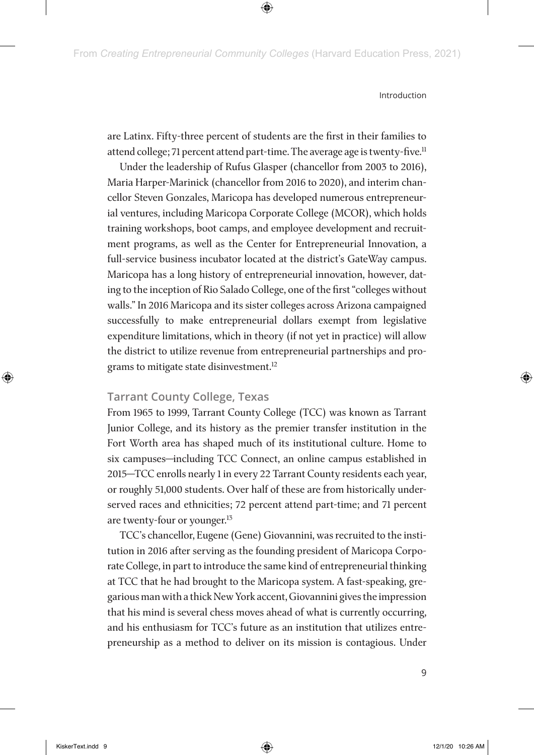are Latinx. Fifty-three percent of students are the first in their families to attend college; 71 percent attend part-time. The average age is twenty-five.[11]

Under the leadership of Rufus Glasper (chancellor from 2003 to 2016), Maria Harper-Marinick (chancellor from 2016 to 2020), and interim chancellor Steven Gonzales, Maricopa has developed numerous entrepreneurial ventures, including Maricopa Corporate College (MCOR), which holds training workshops, boot camps, and employee development and recruitment programs, as well as the Center for Entrepreneurial Innovation, a full-service business incubator located at the district's GateWay campus. Maricopa has a long history of entrepreneurial innovation, however, dating to the inception of Rio Salado College, one of the first "colleges without walls." In 2016 Maricopa and its sister colleges across Arizona campaigned successfully to make entrepreneurial dollars exempt from legislative expenditure limitations, which in theory (if not yet in practice) will allow the district to utilize revenue from entrepreneurial partnerships and programs to mitigate state disinvestment.[12]

### Tarrant County College, Texas

From 1965 to 1999, Tarrant County College (TCC) was known as Tarrant Junior College, and its history as the premier transfer institution in the Fort Worth area has shaped much of its institutional culture. Home to six campuses—including TCC Connect, an online campus established in 2015—TCC enrolls nearly 1 in every 22 Tarrant County residents each year, or roughly 51,000 students. Over half of these are from historically underserved races and ethnicities; 72 percent attend part-time; and 71 percent are twenty-four or younger.[13]

TCC's chancellor, Eugene (Gene) Giovannini, was recruited to the institution in 2016 after serving as the founding president of Maricopa Corporate College, in part to introduce the same kind of entrepreneurial thinking at TCC that he had brought to the Maricopa system. A fast-speaking, gregarious man with a thick New York accent, Giovannini gives the impression that his mind is several chess moves ahead of what is currently occurring, and his enthusiasm for TCC's future as an institution that utilizes entrepreneurship as a method to deliver on its mission is contagious. Under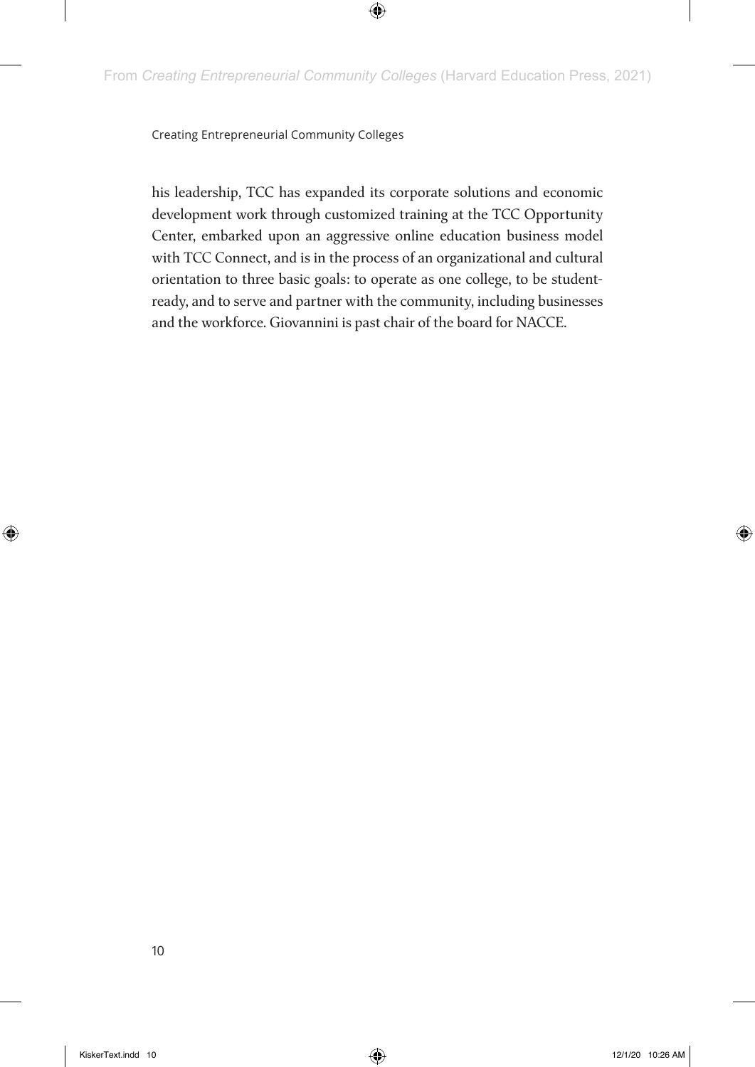his leadership, TCC has expanded its corporate solutions and economic development work through customized training at the TCC Opportunity Center, embarked upon an aggressive online education business model with TCC Connect, and is in the process of an organizational and cultural orientation to three basic goals: to operate as one college, to be student-ready, and to serve and partner with the community, including businesses and the workforce. Giovannini is past chair of the board for NACCE.